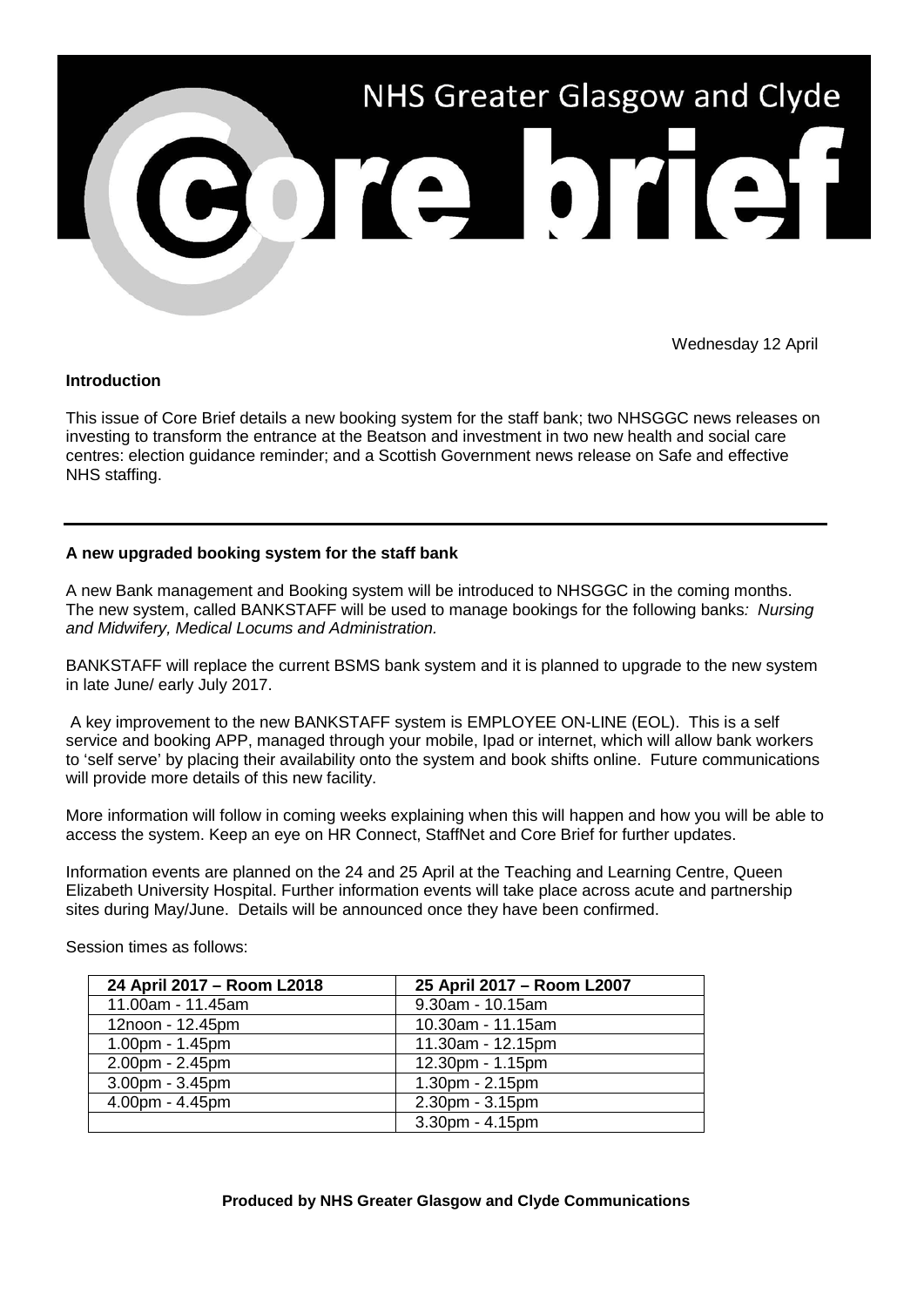# NHS Greater Glasgow and Clyde

# Core brief

Wednesday 12 April

**Introduction**

This issue of Core Brief details a new booking system for the staff bank; two NHSGGC news releases on investing to transform the entrance at the Beatson and investment in two new health and social care centres: election guidance reminder; and a Scottish Government news release on Safe and effective NHS staffing.

---

**A new upgraded booking system for the staff bank**

A new Bank management and Booking system will be introduced to NHSGGC in the coming months. The new system, called BANKSTAFF will be used to manage bookings for the following banks*: Nursing and Midwifery, Medical Locums and Administration.*

BANKSTAFF will replace the current BSMS bank system and it is planned to upgrade to the new system in late June/ early July 2017.

A key improvement to the new BANKSTAFF system is EMPLOYEE ON-LINE (EOL). This is a self service and booking APP, managed through your mobile, Ipad or internet, which will allow bank workers to 'self serve' by placing their availability onto the system and book shifts online. Future communications will provide more details of this new facility.

More information will follow in coming weeks explaining when this will happen and how you will be able to access the system. Keep an eye on HR Connect, StaffNet and Core Brief for further updates.

Information events are planned on the 24 and 25 April at the Teaching and Learning Centre, Queen Elizabeth University Hospital. Further information events will take place across acute and partnership sites during May/June. Details will be announced once they have been confirmed.

Session times as follows:

| 24 April 2017 – Room L2018 | 25 April 2017 – Room L2007 |
|---|---|
| 11.00am - 11.45am | 9.30am - 10.15am |
| 12noon - 12.45pm | 10.30am - 11.15am |
| 1.00pm - 1.45pm | 11.30am - 12.15pm |
| 2.00pm - 2.45pm | 12.30pm - 1.15pm |
| 3.00pm - 3.45pm | 1.30pm - 2.15pm |
| 4.00pm - 4.45pm | 2.30pm - 3.15pm |
| | 3.30pm - 4.15pm |

**Produced by NHS Greater Glasgow and Clyde Communications**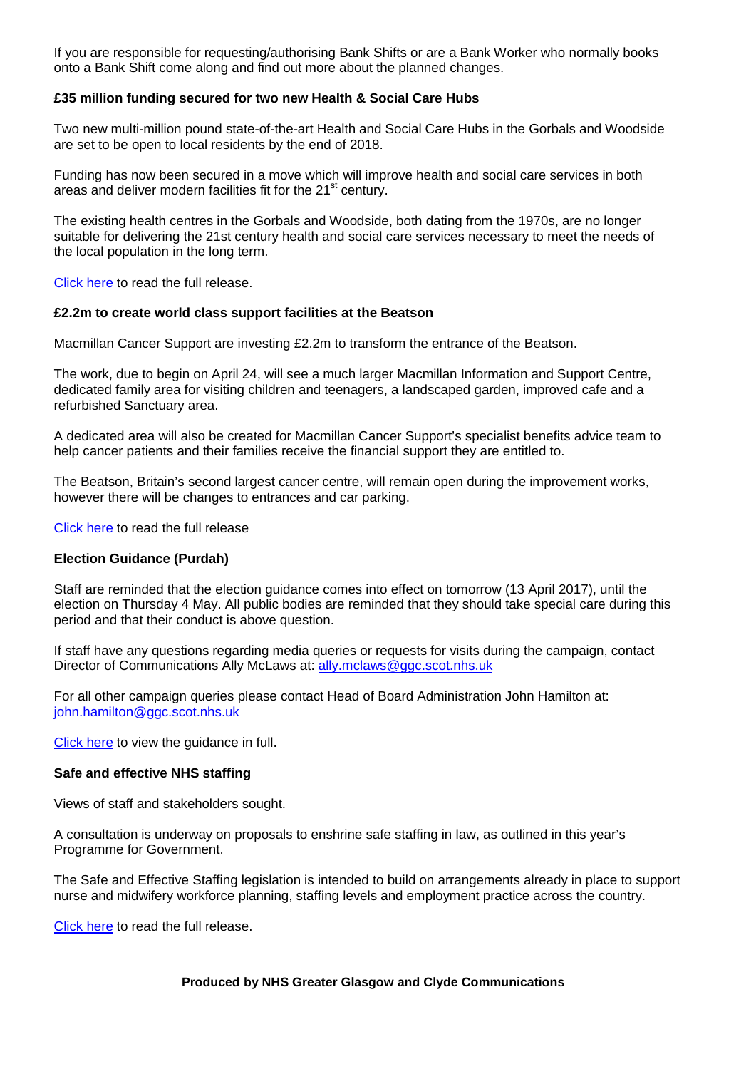If you are responsible for requesting/authorising Bank Shifts or are a Bank Worker who normally books onto a Bank Shift come along and find out more about the planned changes.

**£35 million funding secured for two new Health & Social Care Hubs**

Two new multi-million pound state-of-the-art Health and Social Care Hubs in the Gorbals and Woodside are set to be open to local residents by the end of 2018.

Funding has now been secured in a move which will improve health and social care services in both areas and deliver modern facilities fit for the 21st century.

The existing health centres in the Gorbals and Woodside, both dating from the 1970s, are no longer suitable for delivering the 21st century health and social care services necessary to meet the needs of the local population in the long term.

Click here to read the full release.

**£2.2m to create world class support facilities at the Beatson**

Macmillan Cancer Support are investing £2.2m to transform the entrance of the Beatson.

The work, due to begin on April 24, will see a much larger Macmillan Information and Support Centre, dedicated family area for visiting children and teenagers, a landscaped garden, improved cafe and a refurbished Sanctuary area.

A dedicated area will also be created for Macmillan Cancer Support's specialist benefits advice team to help cancer patients and their families receive the financial support they are entitled to.

The Beatson, Britain's second largest cancer centre, will remain open during the improvement works, however there will be changes to entrances and car parking.

Click here to read the full release

**Election Guidance (Purdah)**

Staff are reminded that the election guidance comes into effect on tomorrow (13 April 2017), until the election on Thursday 4 May. All public bodies are reminded that they should take special care during this period and that their conduct is above question.

If staff have any questions regarding media queries or requests for visits during the campaign, contact Director of Communications Ally McLaws at: ally.mclaws@ggc.scot.nhs.uk

For all other campaign queries please contact Head of Board Administration John Hamilton at: john.hamilton@ggc.scot.nhs.uk

Click here to view the guidance in full.

**Safe and effective NHS staffing**

Views of staff and stakeholders sought.

A consultation is underway on proposals to enshrine safe staffing in law, as outlined in this year's Programme for Government.

The Safe and Effective Staffing legislation is intended to build on arrangements already in place to support nurse and midwifery workforce planning, staffing levels and employment practice across the country.

Click here to read the full release.

**Produced by NHS Greater Glasgow and Clyde Communications**